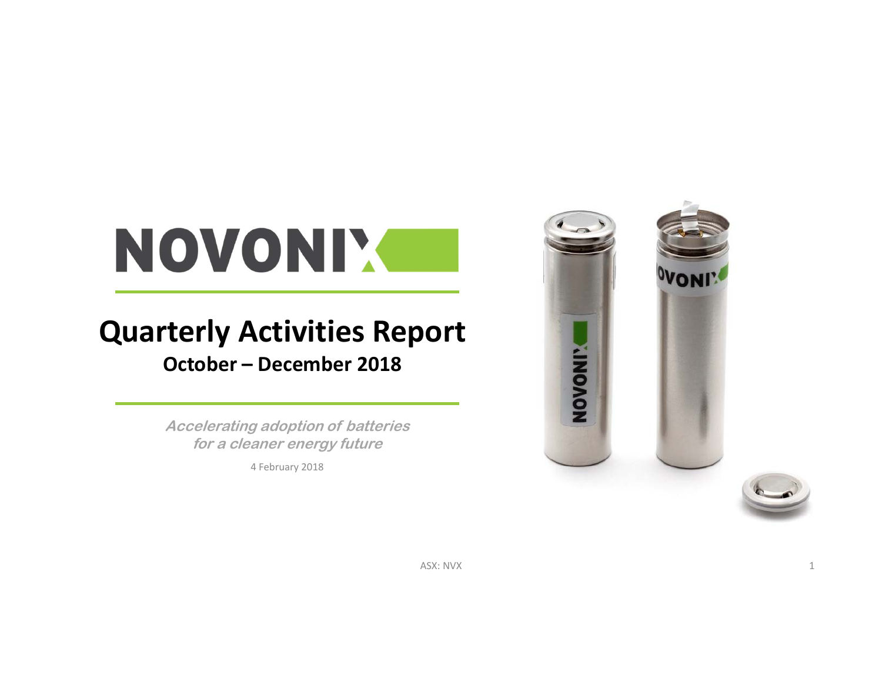# NOVONIX

## Quarterly Activities Report

### October – December 2018

***Accelerating adoption of batteries for a cleaner energy future***

4 February 2018

ASX: NVX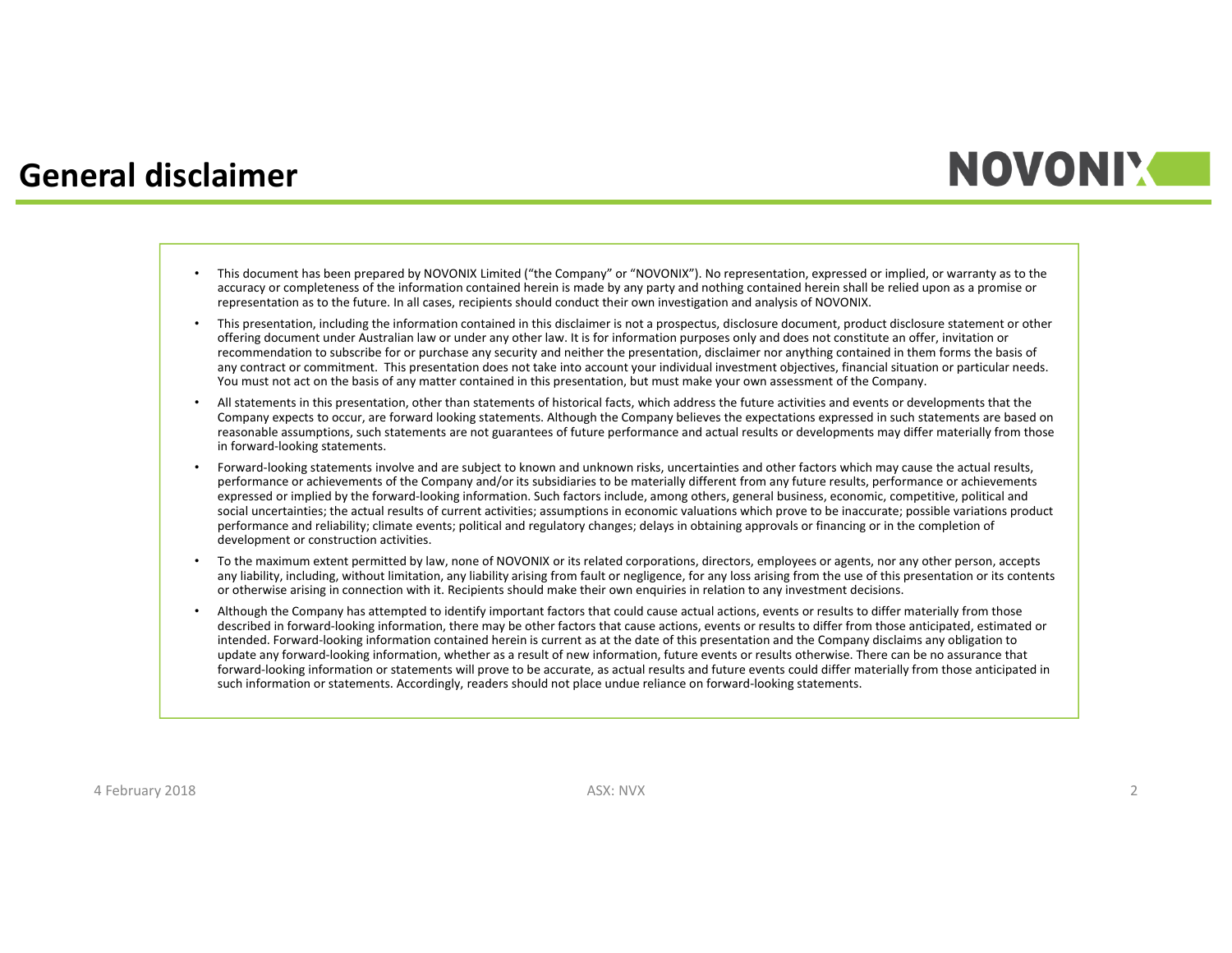# General disclaimer

- This document has been prepared by NOVONIX Limited ("the Company" or "NOVONIX"). No representation, expressed or implied, or warranty as to the accuracy or completeness of the information contained herein is made by any party and nothing contained herein shall be relied upon as a promise or representation as to the future. In all cases, recipients should conduct their own investigation and analysis of NOVONIX.
- This presentation, including the information contained in this disclaimer is not a prospectus, disclosure document, product disclosure statement or other offering document under Australian law or under any other law. It is for information purposes only and does not constitute an offer, invitation or recommendation to subscribe for or purchase any security and neither the presentation, disclaimer nor anything contained in them forms the basis of any contract or commitment. This presentation does not take into account your individual investment objectives, financial situation or particular needs. You must not act on the basis of any matter contained in this presentation, but must make your own assessment of the Company.
- All statements in this presentation, other than statements of historical facts, which address the future activities and events or developments that the Company expects to occur, are forward looking statements. Although the Company believes the expectations expressed in such statements are based on reasonable assumptions, such statements are not guarantees of future performance and actual results or developments may differ materially from those in forward-looking statements.
- Forward-looking statements involve and are subject to known and unknown risks, uncertainties and other factors which may cause the actual results, performance or achievements of the Company and/or its subsidiaries to be materially different from any future results, performance or achievements expressed or implied by the forward-looking information. Such factors include, among others, general business, economic, competitive, political and social uncertainties; the actual results of current activities; assumptions in economic valuations which prove to be inaccurate; possible variations product performance and reliability; climate events; political and regulatory changes; delays in obtaining approvals or financing or in the completion of development or construction activities.
- To the maximum extent permitted by law, none of NOVONIX or its related corporations, directors, employees or agents, nor any other person, accepts any liability, including, without limitation, any liability arising from fault or negligence, for any loss arising from the use of this presentation or its contents or otherwise arising in connection with it. Recipients should make their own enquiries in relation to any investment decisions.
- Although the Company has attempted to identify important factors that could cause actual actions, events or results to differ materially from those described in forward-looking information, there may be other factors that cause actions, events or results to differ from those anticipated, estimated or intended. Forward-looking information contained herein is current as at the date of this presentation and the Company disclaims any obligation to update any forward-looking information, whether as a result of new information, future events or results otherwise. There can be no assurance that forward-looking information or statements will prove to be accurate, as actual results and future events could differ materially from those anticipated in such information or statements. Accordingly, readers should not place undue reliance on forward-looking statements.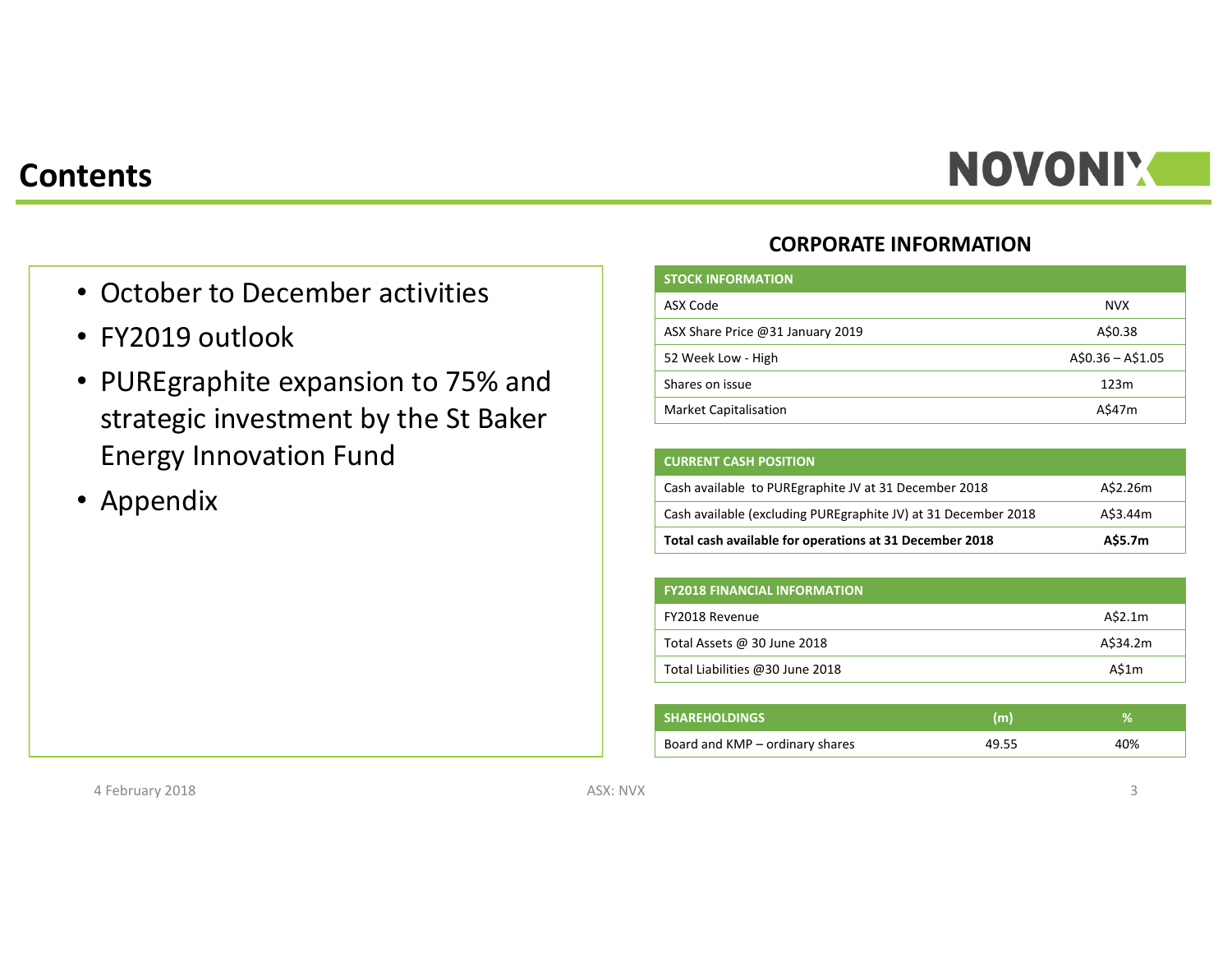# Contents

- October to December activities
- FY2019 outlook
- PUREgraphite expansion to 75% and strategic investment by the St Baker Energy Innovation Fund
- Appendix

## CORPORATE INFORMATION

| STOCK INFORMATION | |
|---|---|
| ASX Code | NVX |
| ASX Share Price @31 January 2019 | A$0.38 |
| 52 Week Low - High | A$0.36 – A$1.05 |
| Shares on issue | 123m |
| Market Capitalisation | A$47m |

| CURRENT CASH POSITION | |
|---|---|
| Cash available to PUREgraphite JV at 31 December 2018 | A$2.26m |
| Cash available (excluding PUREgraphite JV) at 31 December 2018 | A$3.44m |
| **Total cash available for operations at 31 December 2018** | **A$5.7m** |

| FY2018 FINANCIAL INFORMATION | |
|---|---|
| FY2018 Revenue | A$2.1m |
| Total Assets @ 30 June 2018 | A$34.2m |
| Total Liabilities @30 June 2018 | A$1m |

| SHAREHOLDINGS | (m) | % |
|---|---|---|
| Board and KMP – ordinary shares | 49.55 | 40% |

4 February 2018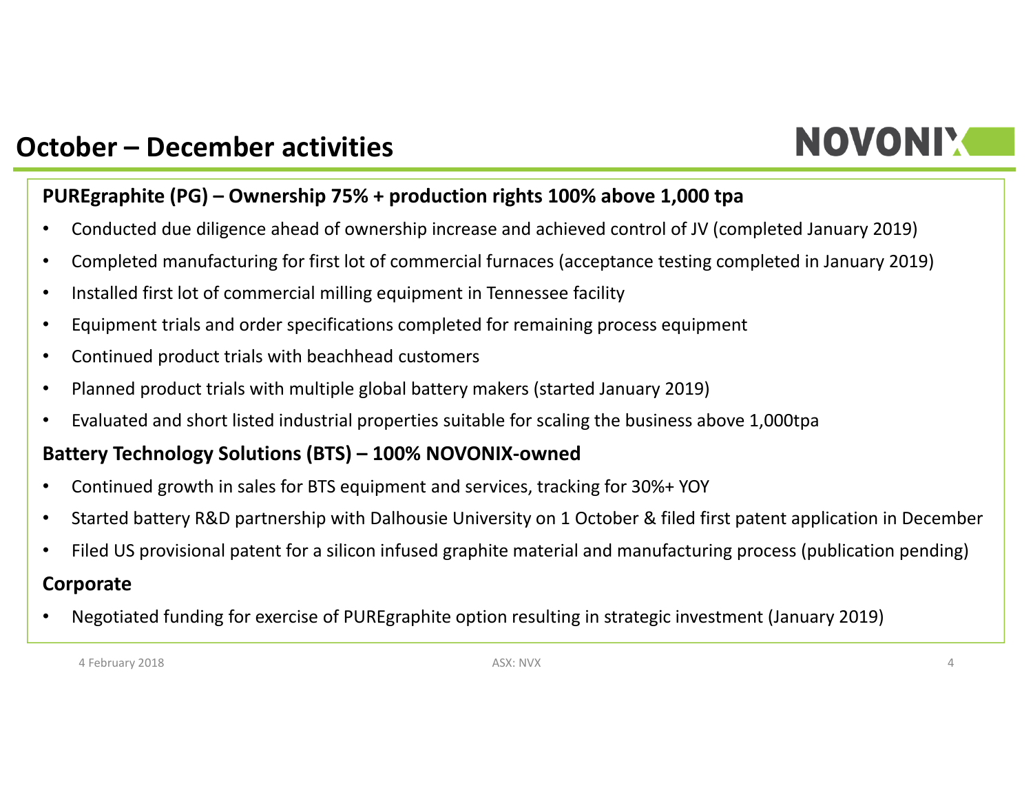# October – December activities

**PUREgraphite (PG) – Ownership 75% + production rights 100% above 1,000 tpa**

- Conducted due diligence ahead of ownership increase and achieved control of JV (completed January 2019)
- Completed manufacturing for first lot of commercial furnaces (acceptance testing completed in January 2019)
- Installed first lot of commercial milling equipment in Tennessee facility
- Equipment trials and order specifications completed for remaining process equipment
- Continued product trials with beachhead customers
- Planned product trials with multiple global battery makers (started January 2019)
- Evaluated and short listed industrial properties suitable for scaling the business above 1,000tpa

**Battery Technology Solutions (BTS) – 100% NOVONIX-owned**

- Continued growth in sales for BTS equipment and services, tracking for 30%+ YOY
- Started battery R&D partnership with Dalhousie University on 1 October & filed first patent application in December
- Filed US provisional patent for a silicon infused graphite material and manufacturing process (publication pending)

**Corporate**

- Negotiated funding for exercise of PUREgraphite option resulting in strategic investment (January 2019)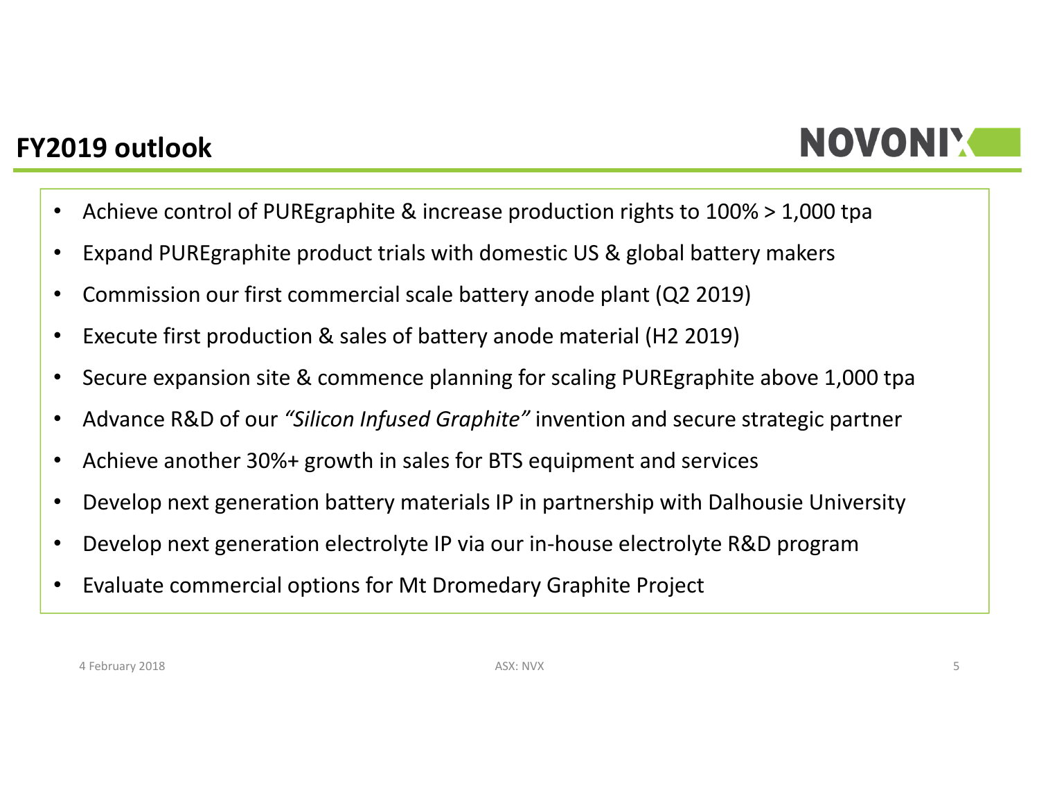## FY2019 outlook

- Achieve control of PUREgraphite & increase production rights to 100% > 1,000 tpa
- Expand PUREgraphite product trials with domestic US & global battery makers
- Commission our first commercial scale battery anode plant (Q2 2019)
- Execute first production & sales of battery anode material (H2 2019)
- Secure expansion site & commence planning for scaling PUREgraphite above 1,000 tpa
- Advance R&D of our *"Silicon Infused Graphite"* invention and secure strategic partner
- Achieve another 30%+ growth in sales for BTS equipment and services
- Develop next generation battery materials IP in partnership with Dalhousie University
- Develop next generation electrolyte IP via our in-house electrolyte R&D program
- Evaluate commercial options for Mt Dromedary Graphite Project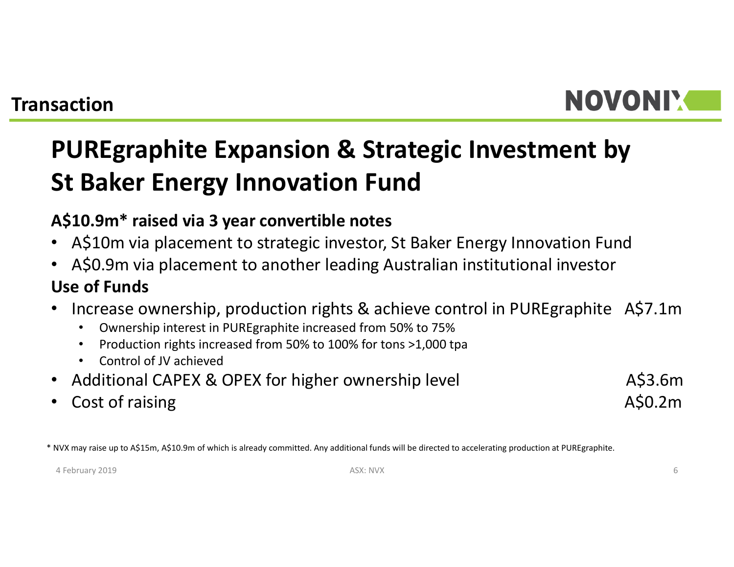## Transaction

# PUREgraphite Expansion & Strategic Investment by St Baker Energy Innovation Fund

**A$10.9m* raised via 3 year convertible notes**

- A$10m via placement to strategic investor, St Baker Energy Innovation Fund
- A$0.9m via placement to another leading Australian institutional investor

**Use of Funds**

- Increase ownership, production rights & achieve control in PUREgraphite A$7.1m
  - Ownership interest in PUREgraphite increased from 50% to 75%
  - Production rights increased from 50% to 100% for tons >1,000 tpa
  - Control of JV achieved
- Additional CAPEX & OPEX for higher ownership level A$3.6m
- Cost of raising A$0.2m

* NVX may raise up to A$15m, A$10.9m of which is already committed. Any additional funds will be directed to accelerating production at PUREgraphite.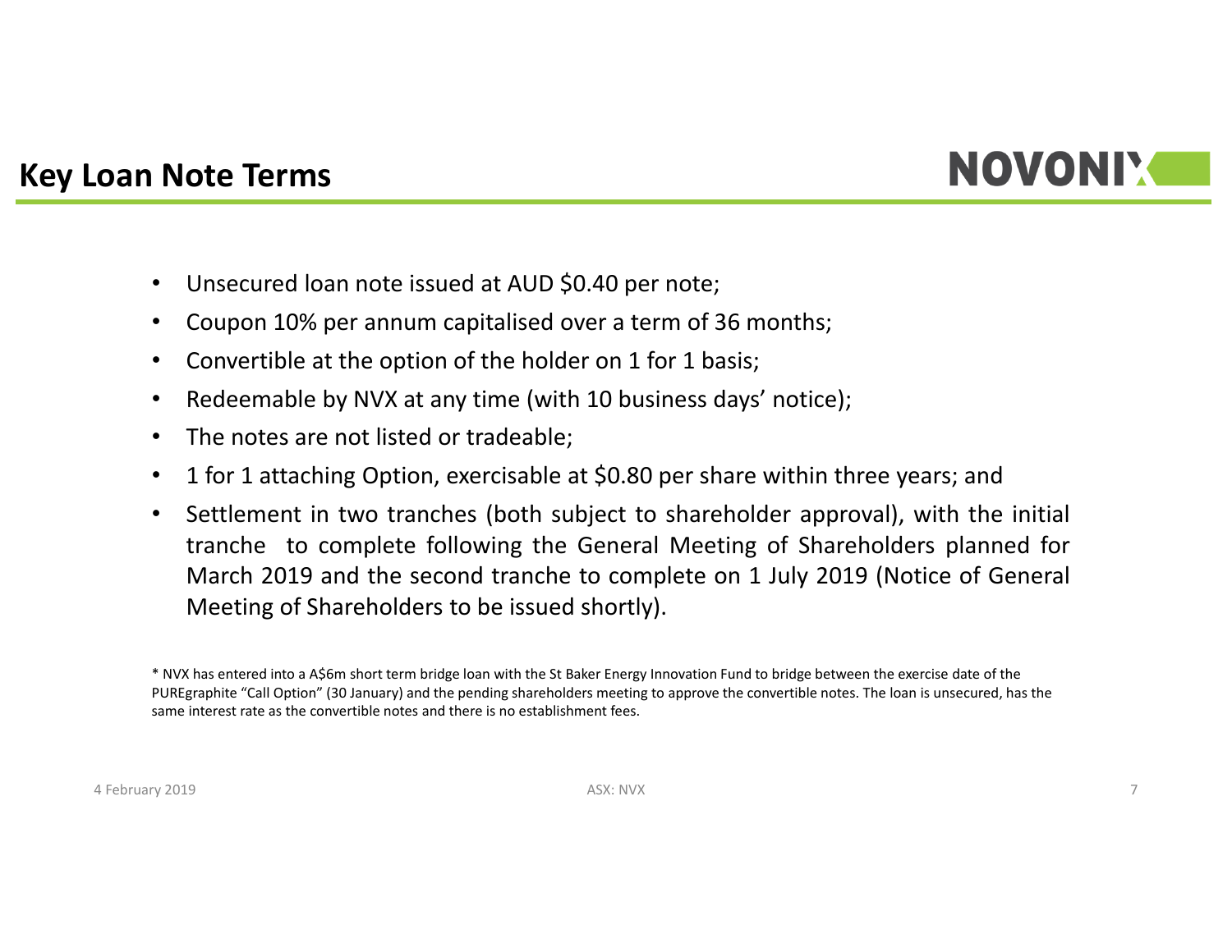## Key Loan Note Terms

- Unsecured loan note issued at AUD $0.40 per note;
- Coupon 10% per annum capitalised over a term of 36 months;
- Convertible at the option of the holder on 1 for 1 basis;
- Redeemable by NVX at any time (with 10 business days' notice);
- The notes are not listed or tradeable;
- 1 for 1 attaching Option, exercisable at $0.80 per share within three years; and
- Settlement in two tranches (both subject to shareholder approval), with the initial tranche to complete following the General Meeting of Shareholders planned for March 2019 and the second tranche to complete on 1 July 2019 (Notice of General Meeting of Shareholders to be issued shortly).

* NVX has entered into a A$6m short term bridge loan with the St Baker Energy Innovation Fund to bridge between the exercise date of the PUREgraphite "Call Option" (30 January) and the pending shareholders meeting to approve the convertible notes. The loan is unsecured, has the same interest rate as the convertible notes and there is no establishment fees.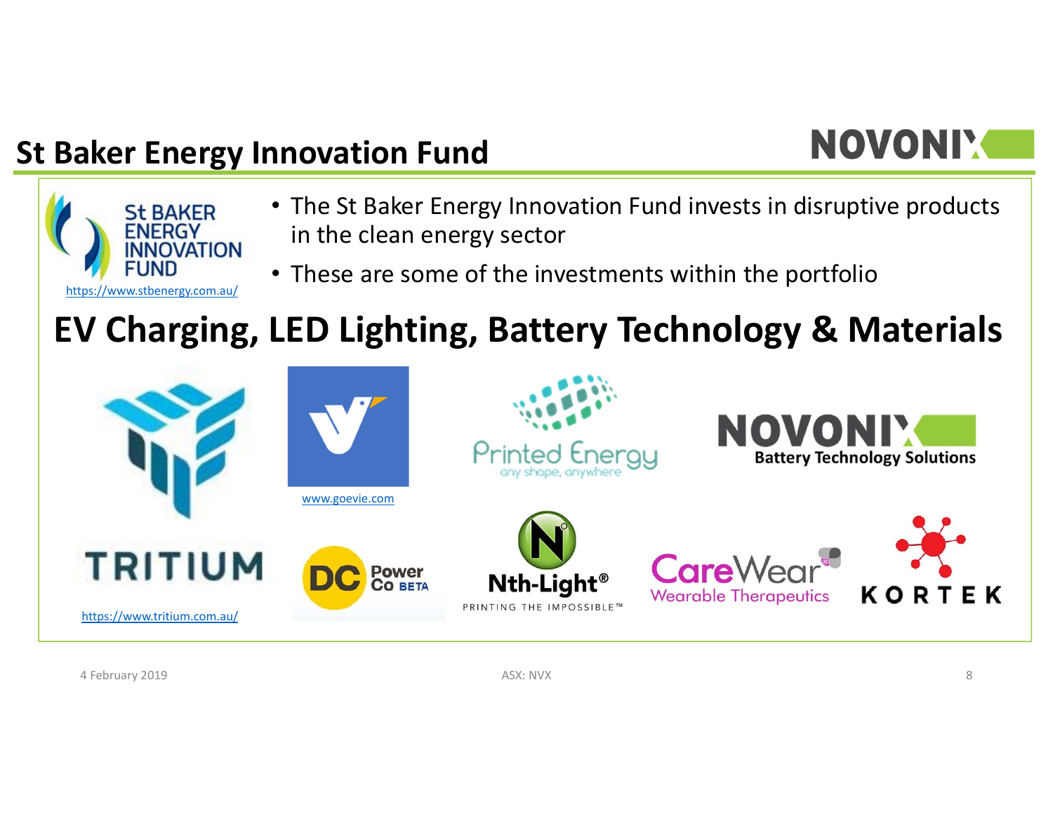# St Baker Energy Innovation Fund

St BAKER ENERGY INNOVATION FUND

https://www.stbenergy.com.au/

- The St Baker Energy Innovation Fund invests in disruptive products in the clean energy sector
- These are some of the investments within the portfolio

## EV Charging, LED Lighting, Battery Technology & Materials

TRITIUM

https://www.tritium.com.au/

www.goevie.com

DC Power Co BETA

Printed Energy
any shape, anywhere

Nth-Light®
PRINTING THE IMPOSSIBLE™

NOVONIX
Battery Technology Solutions

CareWear
Wearable Therapeutics

KORTEK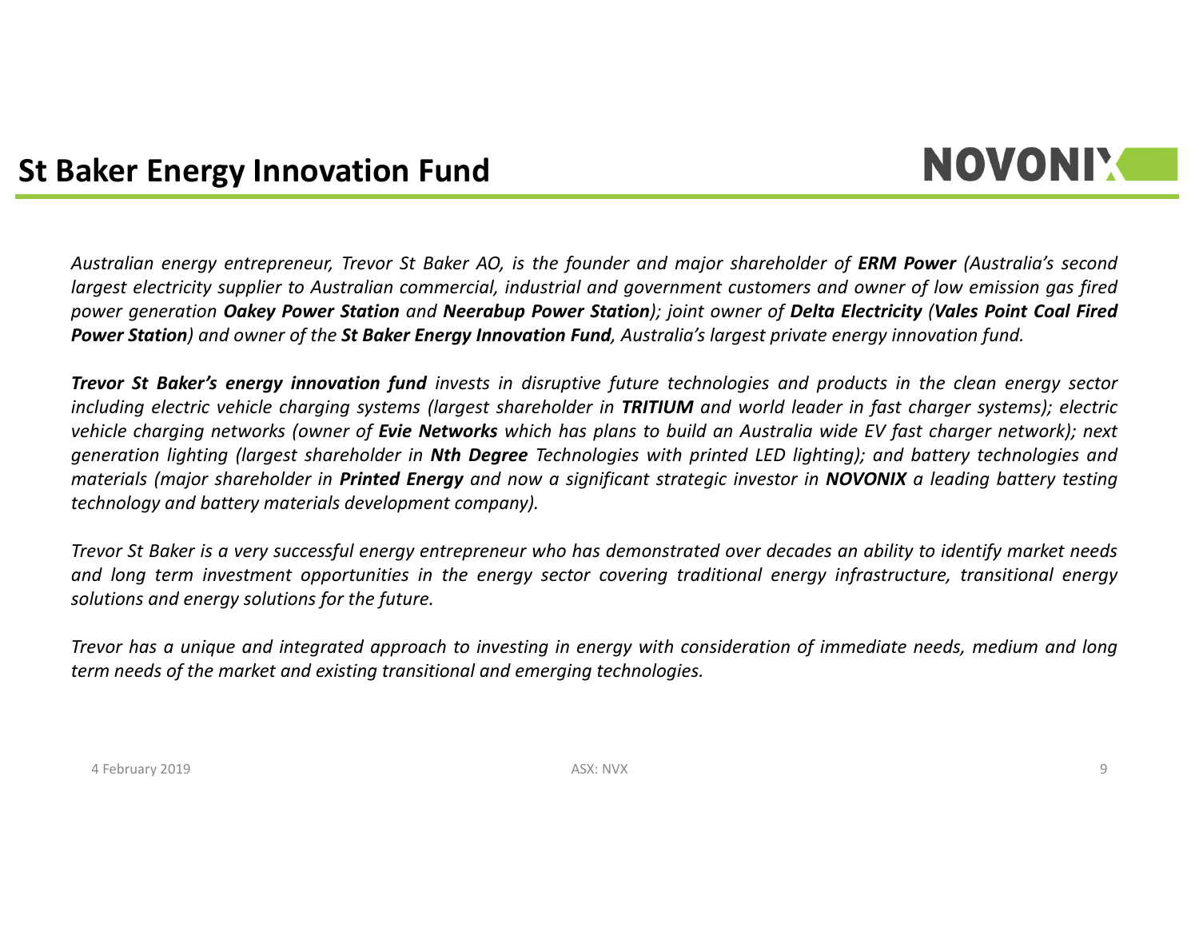# St Baker Energy Innovation Fund

*Australian energy entrepreneur, Trevor St Baker AO, is the founder and major shareholder of **ERM Power** (Australia's second largest electricity supplier to Australian commercial, industrial and government customers and owner of low emission gas fired power generation **Oakey Power Station** and **Neerabup Power Station**); joint owner of **Delta Electricity** (**Vales Point Coal Fired Power Station**) and owner of the **St Baker Energy Innovation Fund**, Australia's largest private energy innovation fund.*

***Trevor St Baker's energy innovation fund** invests in disruptive future technologies and products in the clean energy sector including electric vehicle charging systems (largest shareholder in **TRITIUM** and world leader in fast charger systems); electric vehicle charging networks (owner of **Evie Networks** which has plans to build an Australia wide EV fast charger network); next generation lighting (largest shareholder in **Nth Degree** Technologies with printed LED lighting); and battery technologies and materials (major shareholder in **Printed Energy** and now a significant strategic investor in **NOVONIX** a leading battery testing technology and battery materials development company).*

*Trevor St Baker is a very successful energy entrepreneur who has demonstrated over decades an ability to identify market needs and long term investment opportunities in the energy sector covering traditional energy infrastructure, transitional energy solutions and energy solutions for the future.*

*Trevor has a unique and integrated approach to investing in energy with consideration of immediate needs, medium and long term needs of the market and existing transitional and emerging technologies.*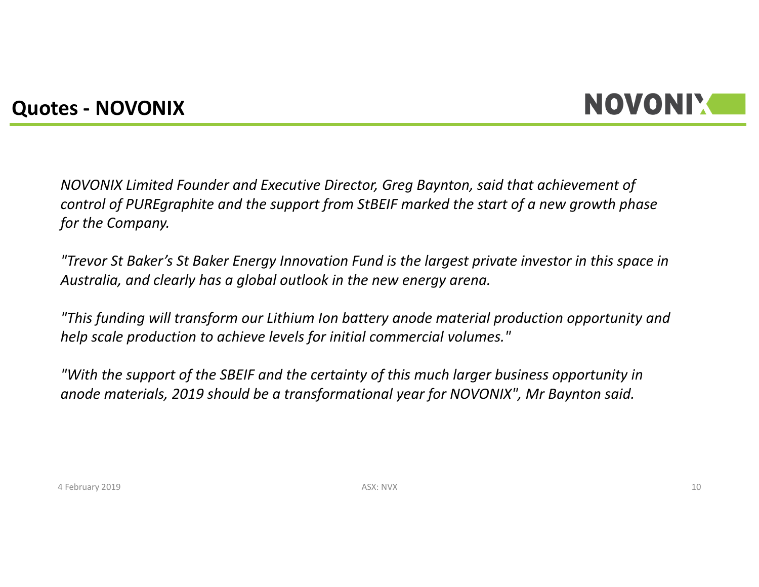## Quotes - NOVONIX

*NOVONIX Limited Founder and Executive Director, Greg Baynton, said that achievement of control of PUREgraphite and the support from StBEIF marked the start of a new growth phase for the Company.*

*"Trevor St Baker's St Baker Energy Innovation Fund is the largest private investor in this space in Australia, and clearly has a global outlook in the new energy arena.*

*"This funding will transform our Lithium Ion battery anode material production opportunity and help scale production to achieve levels for initial commercial volumes."*

*"With the support of the SBEIF and the certainty of this much larger business opportunity in anode materials, 2019 should be a transformational year for NOVONIX", Mr Baynton said.*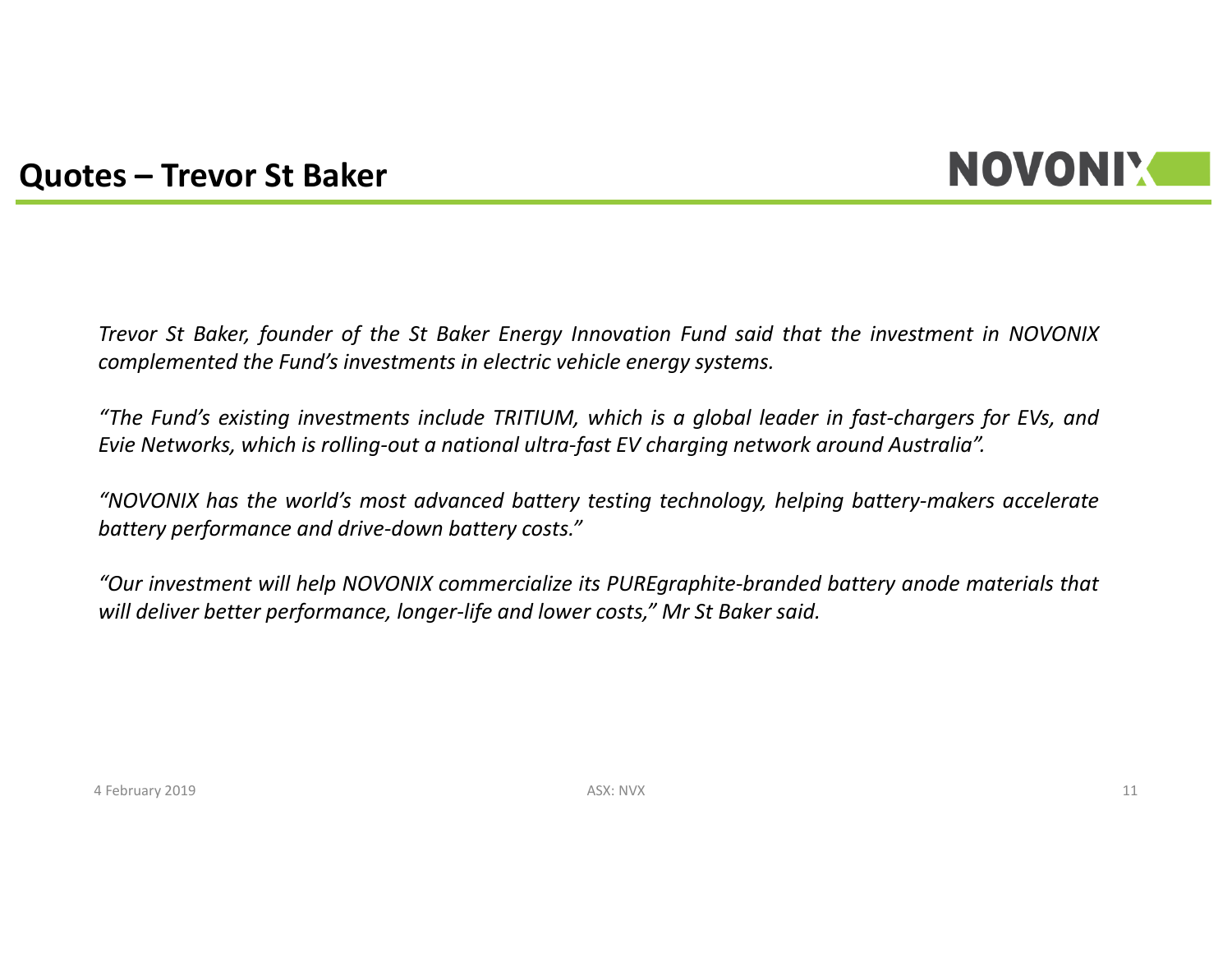# Quotes – Trevor St Baker

*Trevor St Baker, founder of the St Baker Energy Innovation Fund said that the investment in NOVONIX complemented the Fund's investments in electric vehicle energy systems.*

*"The Fund's existing investments include TRITIUM, which is a global leader in fast-chargers for EVs, and Evie Networks, which is rolling-out a national ultra-fast EV charging network around Australia".*

*"NOVONIX has the world's most advanced battery testing technology, helping battery-makers accelerate battery performance and drive-down battery costs."*

*"Our investment will help NOVONIX commercialize its PUREgraphite-branded battery anode materials that will deliver better performance, longer-life and lower costs," Mr St Baker said.*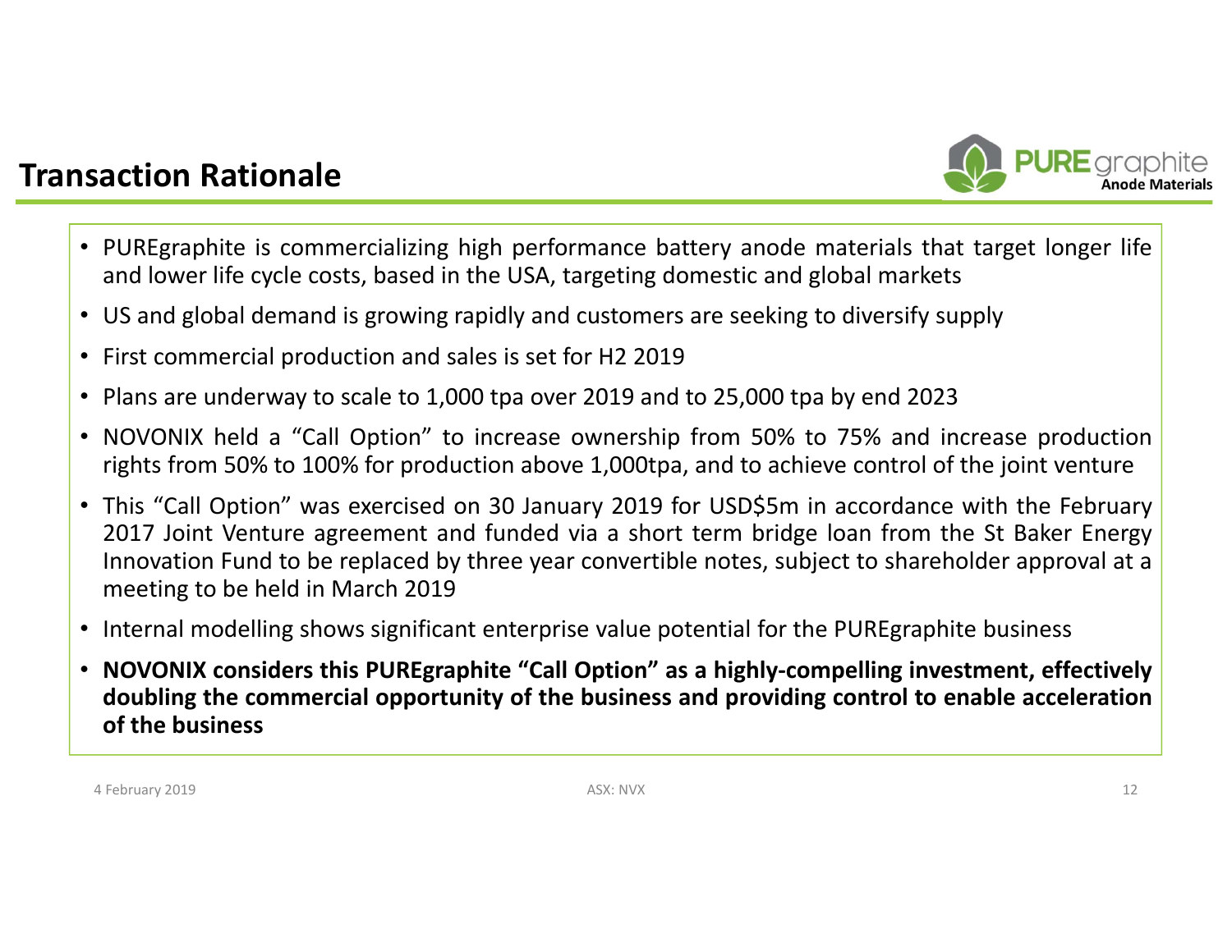## Transaction Rationale

- PUREgraphite is commercializing high performance battery anode materials that target longer life and lower life cycle costs, based in the USA, targeting domestic and global markets
- US and global demand is growing rapidly and customers are seeking to diversify supply
- First commercial production and sales is set for H2 2019
- Plans are underway to scale to 1,000 tpa over 2019 and to 25,000 tpa by end 2023
- NOVONIX held a "Call Option" to increase ownership from 50% to 75% and increase production rights from 50% to 100% for production above 1,000tpa, and to achieve control of the joint venture
- This "Call Option" was exercised on 30 January 2019 for USD$5m in accordance with the February 2017 Joint Venture agreement and funded via a short term bridge loan from the St Baker Energy Innovation Fund to be replaced by three year convertible notes, subject to shareholder approval at a meeting to be held in March 2019
- Internal modelling shows significant enterprise value potential for the PUREgraphite business
- **NOVONIX considers this PUREgraphite "Call Option" as a highly-compelling investment, effectively doubling the commercial opportunity of the business and providing control to enable acceleration of the business**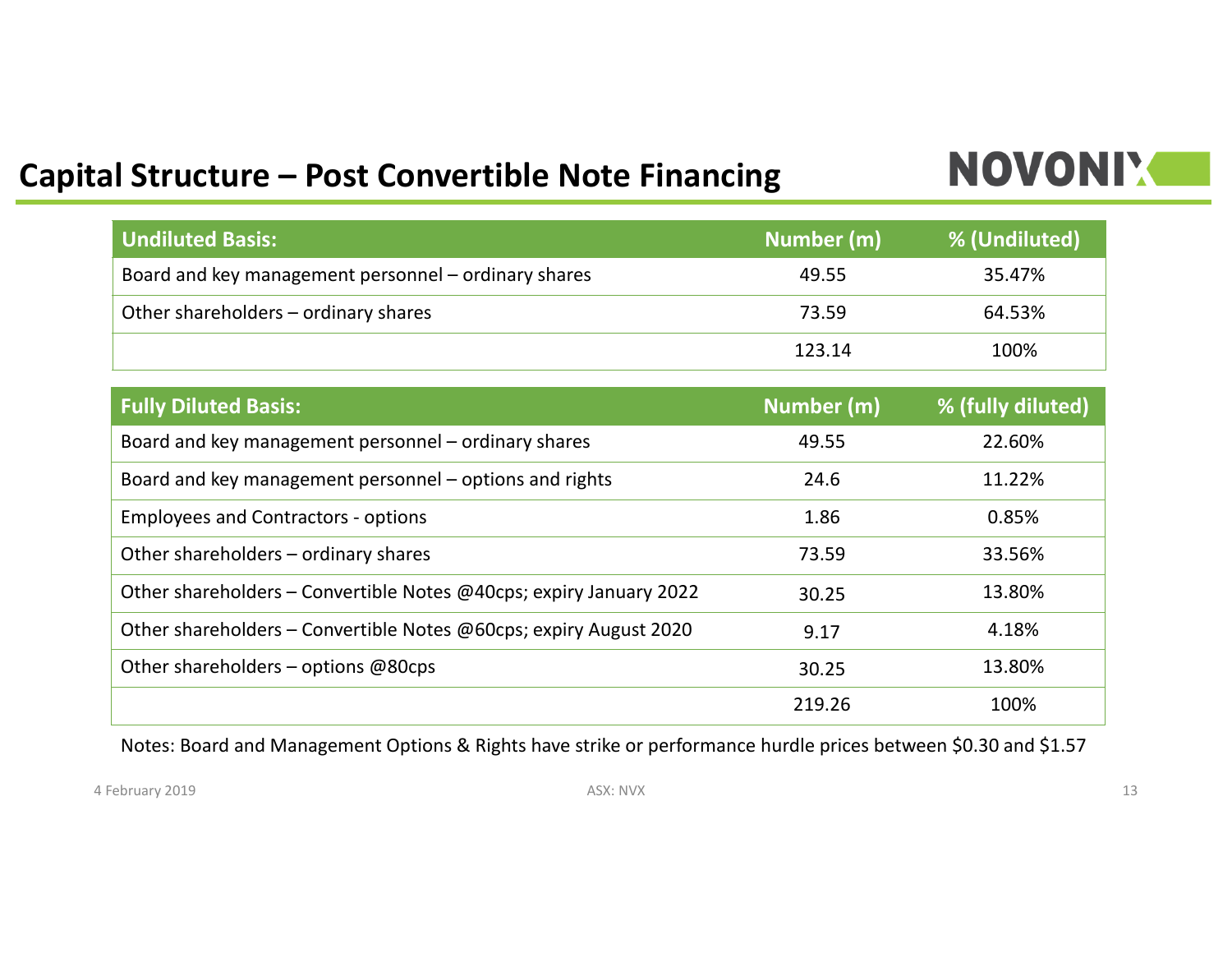## Capital Structure – Post Convertible Note Financing

NOVONIX

| Undiluted Basis: | Number (m) | % (Undiluted) |
| --- | --- | --- |
| Board and key management personnel – ordinary shares | 49.55 | 35.47% |
| Other shareholders – ordinary shares | 73.59 | 64.53% |
| | 123.14 | 100% |

| Fully Diluted Basis: | Number (m) | % (fully diluted) |
| --- | --- | --- |
| Board and key management personnel – ordinary shares | 49.55 | 22.60% |
| Board and key management personnel – options and rights | 24.6 | 11.22% |
| Employees and Contractors - options | 1.86 | 0.85% |
| Other shareholders – ordinary shares | 73.59 | 33.56% |
| Other shareholders – Convertible Notes @40cps; expiry January 2022 | 30.25 | 13.80% |
| Other shareholders – Convertible Notes @60cps; expiry August 2020 | 9.17 | 4.18% |
| Other shareholders – options @80cps | 30.25 | 13.80% |
| | 219.26 | 100% |

Notes: Board and Management Options & Rights have strike or performance hurdle prices between $0.30 and $1.57

4 February 2019 ASX: NVX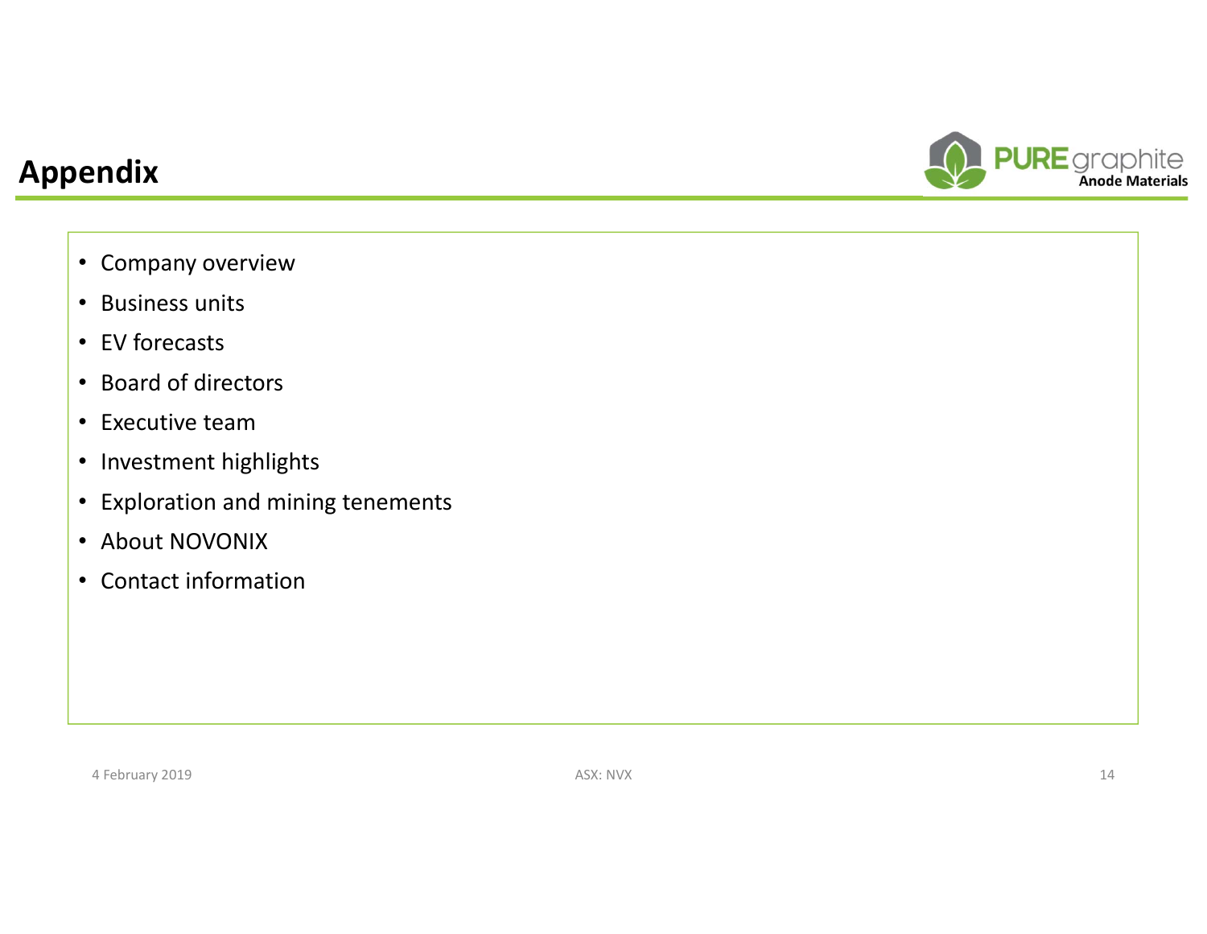# Appendix

- Company overview
- Business units
- EV forecasts
- Board of directors
- Executive team
- Investment highlights
- Exploration and mining tenements
- About NOVONIX
- Contact information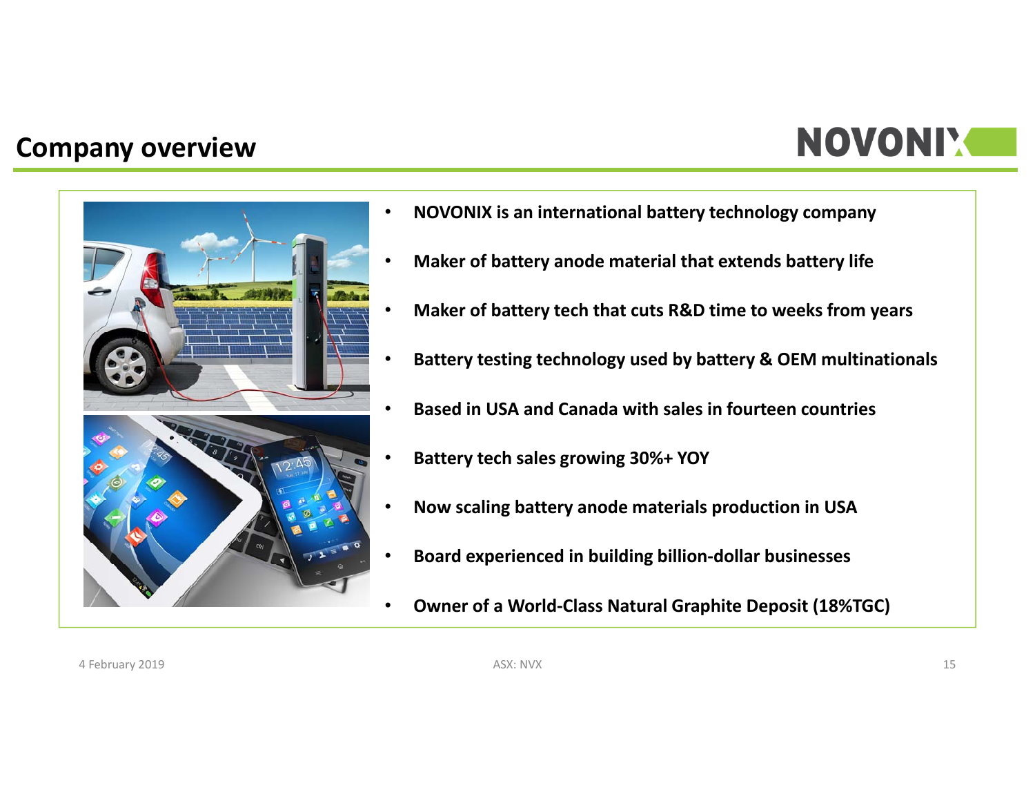## Company overview

- NOVONIX is an international battery technology company
- Maker of battery anode material that extends battery life
- Maker of battery tech that cuts R&D time to weeks from years
- Battery testing technology used by battery & OEM multinationals
- Based in USA and Canada with sales in fourteen countries
- Battery tech sales growing 30%+ YOY
- Now scaling battery anode materials production in USA
- Board experienced in building billion-dollar businesses
- Owner of a World-Class Natural Graphite Deposit (18%TGC)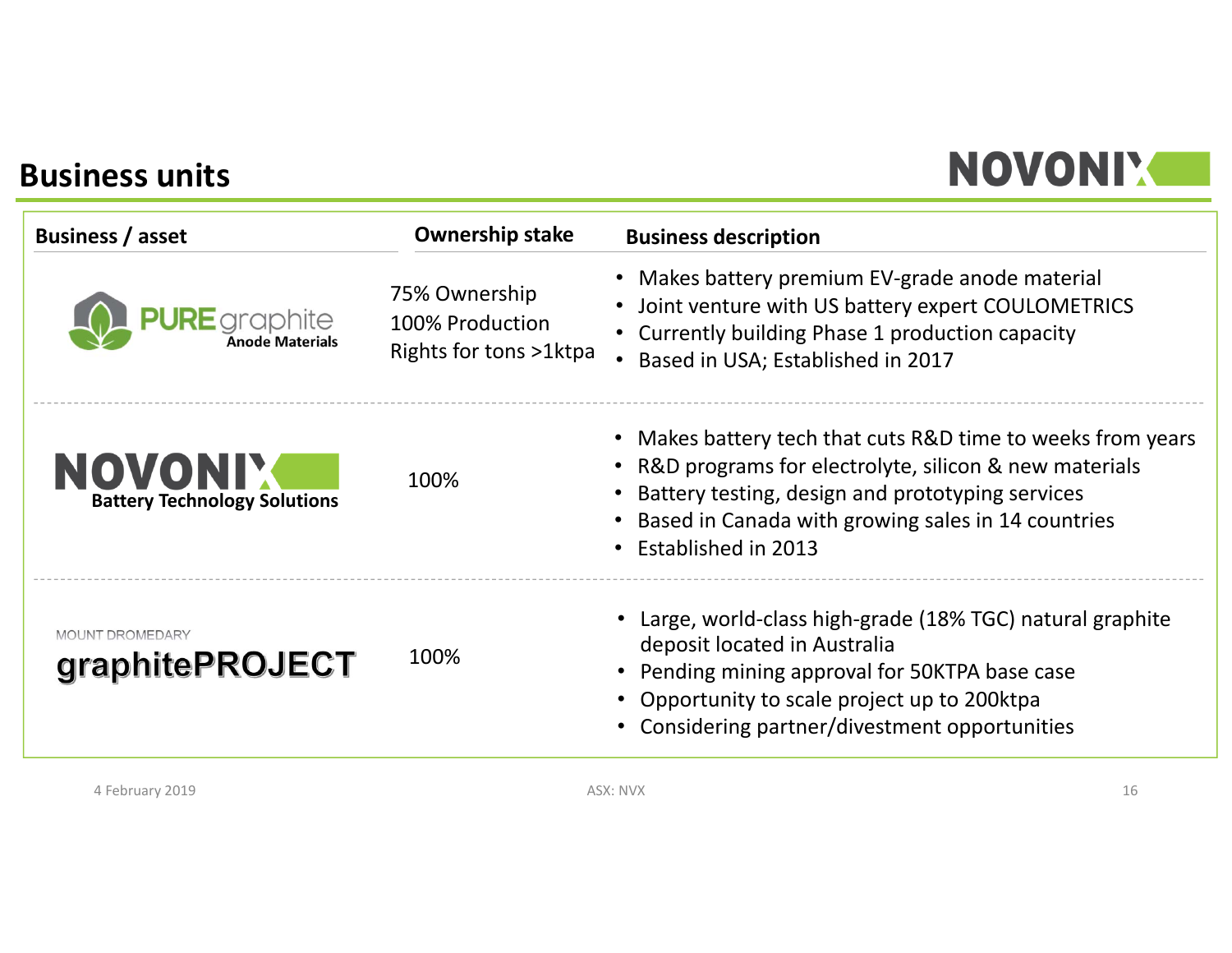## Business units

| Business / asset | Ownership stake | Business description |
|---|---|---|
| PURE graphite Anode Materials | 75% Ownership<br>100% Production<br>Rights for tons >1ktpa | • Makes battery premium EV-grade anode material<br>• Joint venture with US battery expert COULOMETRICS<br>• Currently building Phase 1 production capacity<br>• Based in USA; Established in 2017 |
| NOVONIX Battery Technology Solutions | 100% | • Makes battery tech that cuts R&D time to weeks from years<br>• R&D programs for electrolyte, silicon & new materials<br>• Battery testing, design and prototyping services<br>• Based in Canada with growing sales in 14 countries<br>• Established in 2013 |
| MOUNT DROMEDARY graphitePROJECT | 100% | • Large, world-class high-grade (18% TGC) natural graphite deposit located in Australia<br>• Pending mining approval for 50KTPA base case<br>• Opportunity to scale project up to 200ktpa<br>• Considering partner/divestment opportunities |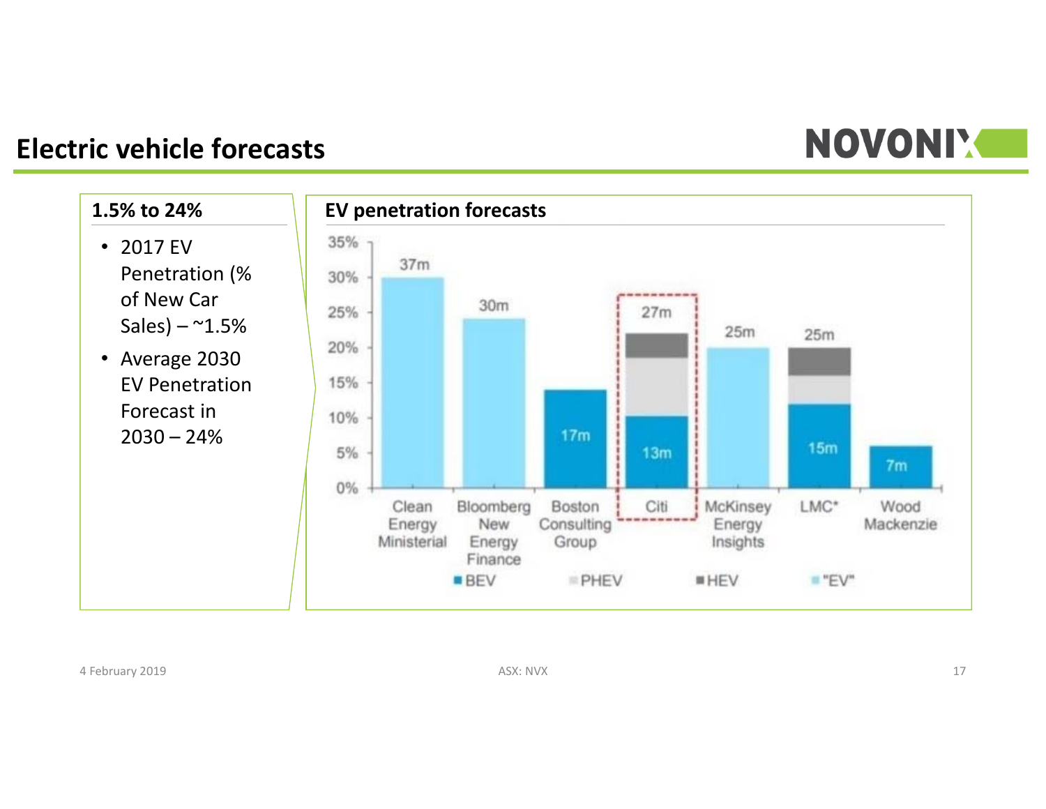# Electric vehicle forecasts

## 1.5% to 24%

- 2017 EV Penetration (% of New Car Sales) – ~1.5%
- Average 2030 EV Penetration Forecast in 2030 – 24%

## EV penetration forecasts

| Forecaster | Total | BEV |
|---|---|---|
| Clean Energy Ministerial | 37m | |
| Bloomberg New Energy Finance | 30m | |
| Boston Consulting Group | | 17m |
| Citi | 27m | 13m |
| McKinsey Energy Insights | 25m | |
| LMC* | 25m | 15m |
| Wood Mackenzie | | 7m |

Legend: BEV, PHEV, HEV, "EV"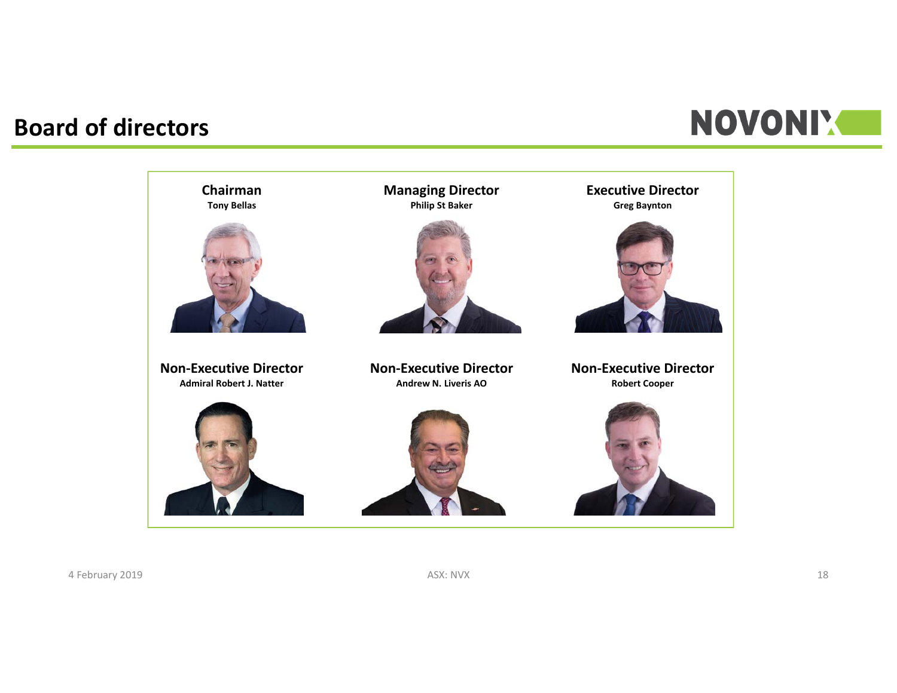## Board of directors

**Chairman**
Tony Bellas

**Managing Director**
Philip St Baker

**Executive Director**
Greg Baynton

**Non-Executive Director**
Admiral Robert J. Natter

**Non-Executive Director**
Andrew N. Liveris AO

**Non-Executive Director**
Robert Cooper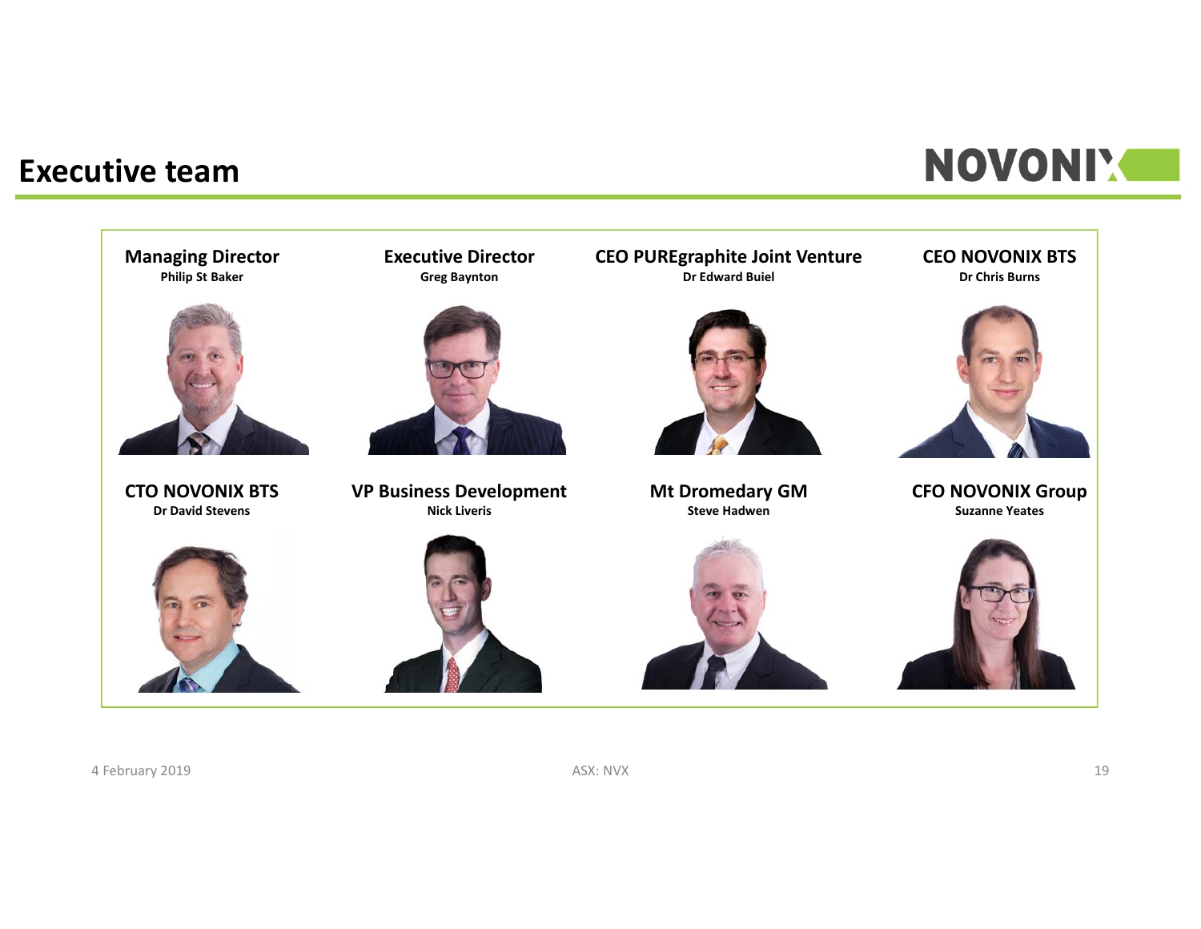# Executive team

**Managing Director**
Philip St Baker

**Executive Director**
Greg Baynton

**CEO PUREgraphite Joint Venture**
Dr Edward Buiel

**CEO NOVONIX BTS**
Dr Chris Burns

**CTO NOVONIX BTS**
Dr David Stevens

**VP Business Development**
Nick Liveris

**Mt Dromedary GM**
Steve Hadwen

**CFO NOVONIX Group**
Suzanne Yeates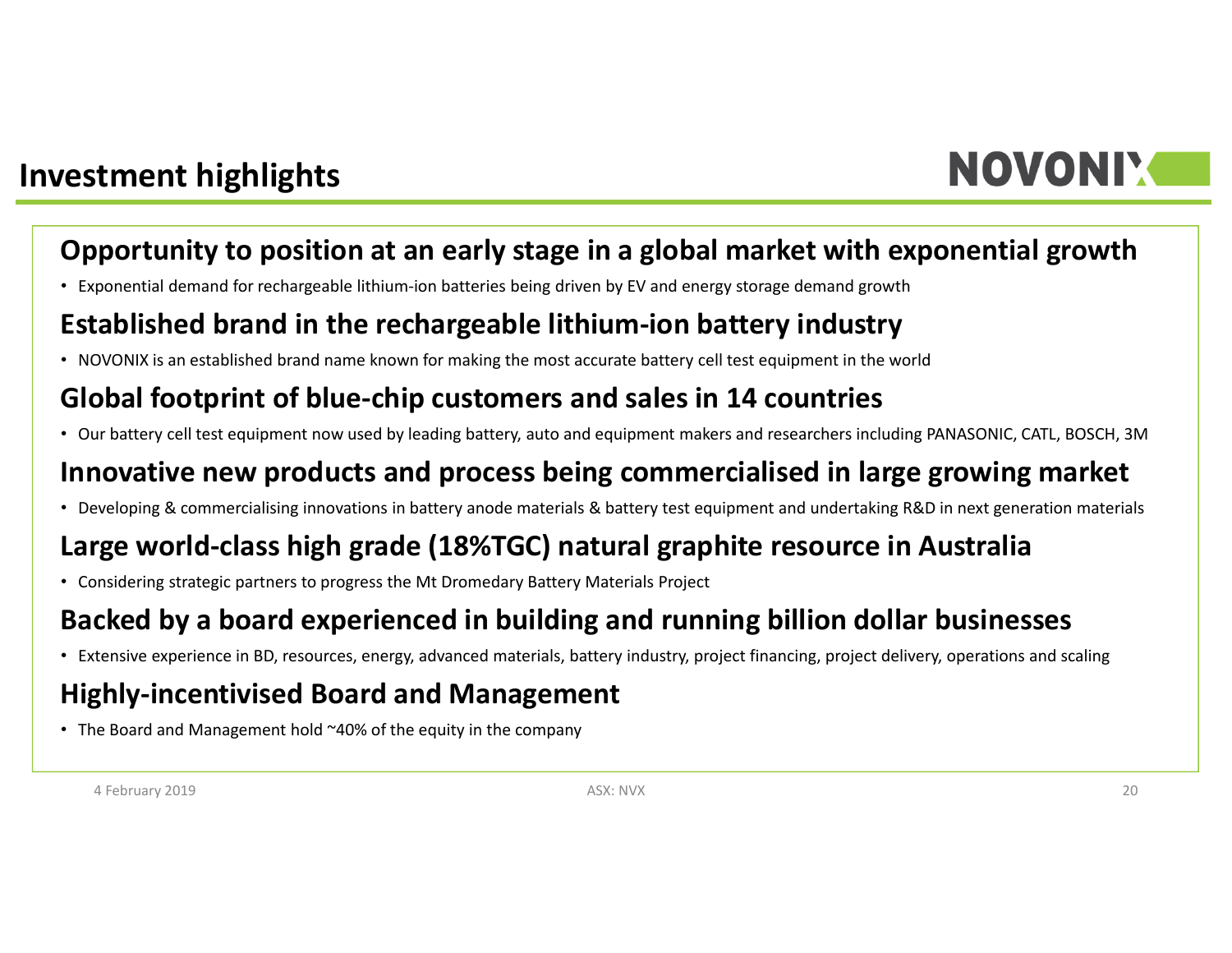# Investment highlights

NOVONIX

## Opportunity to position at an early stage in a global market with exponential growth

- Exponential demand for rechargeable lithium-ion batteries being driven by EV and energy storage demand growth

## Established brand in the rechargeable lithium-ion battery industry

- NOVONIX is an established brand name known for making the most accurate battery cell test equipment in the world

## Global footprint of blue-chip customers and sales in 14 countries

- Our battery cell test equipment now used by leading battery, auto and equipment makers and researchers including PANASONIC, CATL, BOSCH, 3M

## Innovative new products and process being commercialised in large growing market

- Developing & commercialising innovations in battery anode materials & battery test equipment and undertaking R&D in next generation materials

## Large world-class high grade (18%TGC) natural graphite resource in Australia

- Considering strategic partners to progress the Mt Dromedary Battery Materials Project

## Backed by a board experienced in building and running billion dollar businesses

- Extensive experience in BD, resources, energy, advanced materials, battery industry, project financing, project delivery, operations and scaling

## Highly-incentivised Board and Management

- The Board and Management hold ~40% of the equity in the company

4 February 2019

ASX: NVX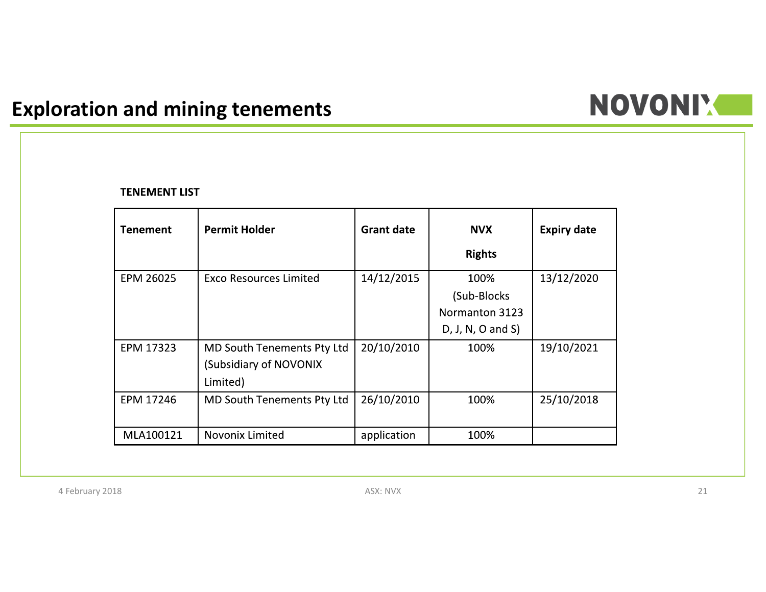# Exploration and mining tenements

**TENEMENT LIST**

| Tenement | Permit Holder | Grant date | NVX Rights | Expiry date |
|---|---|---|---|---|
| EPM 26025 | Exco Resources Limited | 14/12/2015 | 100% (Sub-Blocks Normanton 3123 D, J, N, O and S) | 13/12/2020 |
| EPM 17323 | MD South Tenements Pty Ltd (Subsidiary of NOVONIX Limited) | 20/10/2010 | 100% | 19/10/2021 |
| EPM 17246 | MD South Tenements Pty Ltd | 26/10/2010 | 100% | 25/10/2018 |
| MLA100121 | Novonix Limited | application | 100% | |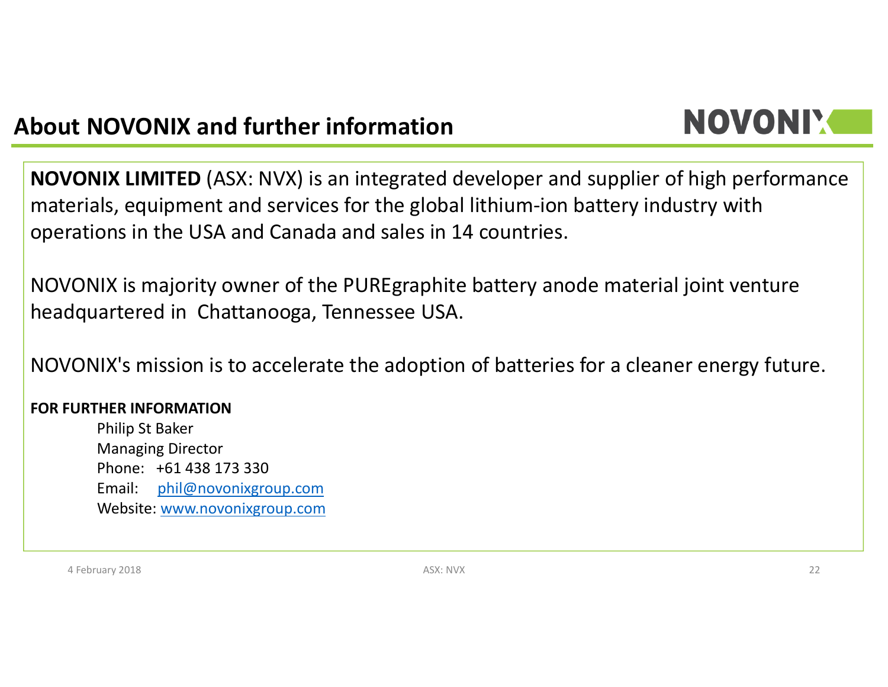# About NOVONIX and further information

**NOVONIX LIMITED** (ASX: NVX) is an integrated developer and supplier of high performance materials, equipment and services for the global lithium-ion battery industry with operations in the USA and Canada and sales in 14 countries.

NOVONIX is majority owner of the PUREgraphite battery anode material joint venture headquartered in Chattanooga, Tennessee USA.

NOVONIX's mission is to accelerate the adoption of batteries for a cleaner energy future.

**FOR FURTHER INFORMATION**

Philip St Baker
Managing Director
Phone: +61 438 173 330
Email: phil@novonixgroup.com
Website: www.novonixgroup.com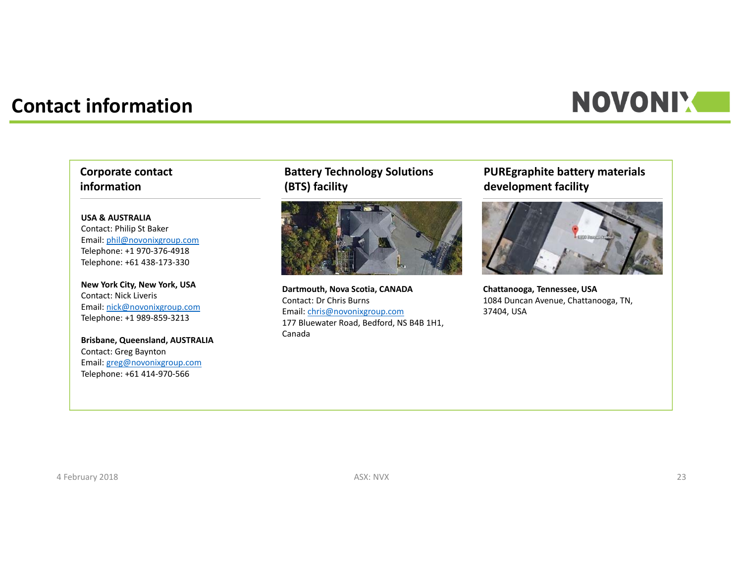# Contact information

## Corporate contact information

**USA & AUSTRALIA**
Contact: Philip St Baker
Email: phil@novonixgroup.com
Telephone: +1 970-376-4918
Telephone: +61 438-173-330

**New York City, New York, USA**
Contact: Nick Liveris
Email: nick@novonixgroup.com
Telephone: +1 989-859-3213

**Brisbane, Queensland, AUSTRALIA**
Contact: Greg Baynton
Email: greg@novonixgroup.com
Telephone: +61 414-970-566

## Battery Technology Solutions (BTS) facility

**Dartmouth, Nova Scotia, CANADA**
Contact: Dr Chris Burns
Email: chris@novonixgroup.com
177 Bluewater Road, Bedford, NS B4B 1H1, Canada

## PUREgraphite battery materials development facility

**Chattanooga, Tennessee, USA**
1084 Duncan Avenue, Chattanooga, TN, 37404, USA

4 February 2018

ASX: NVX